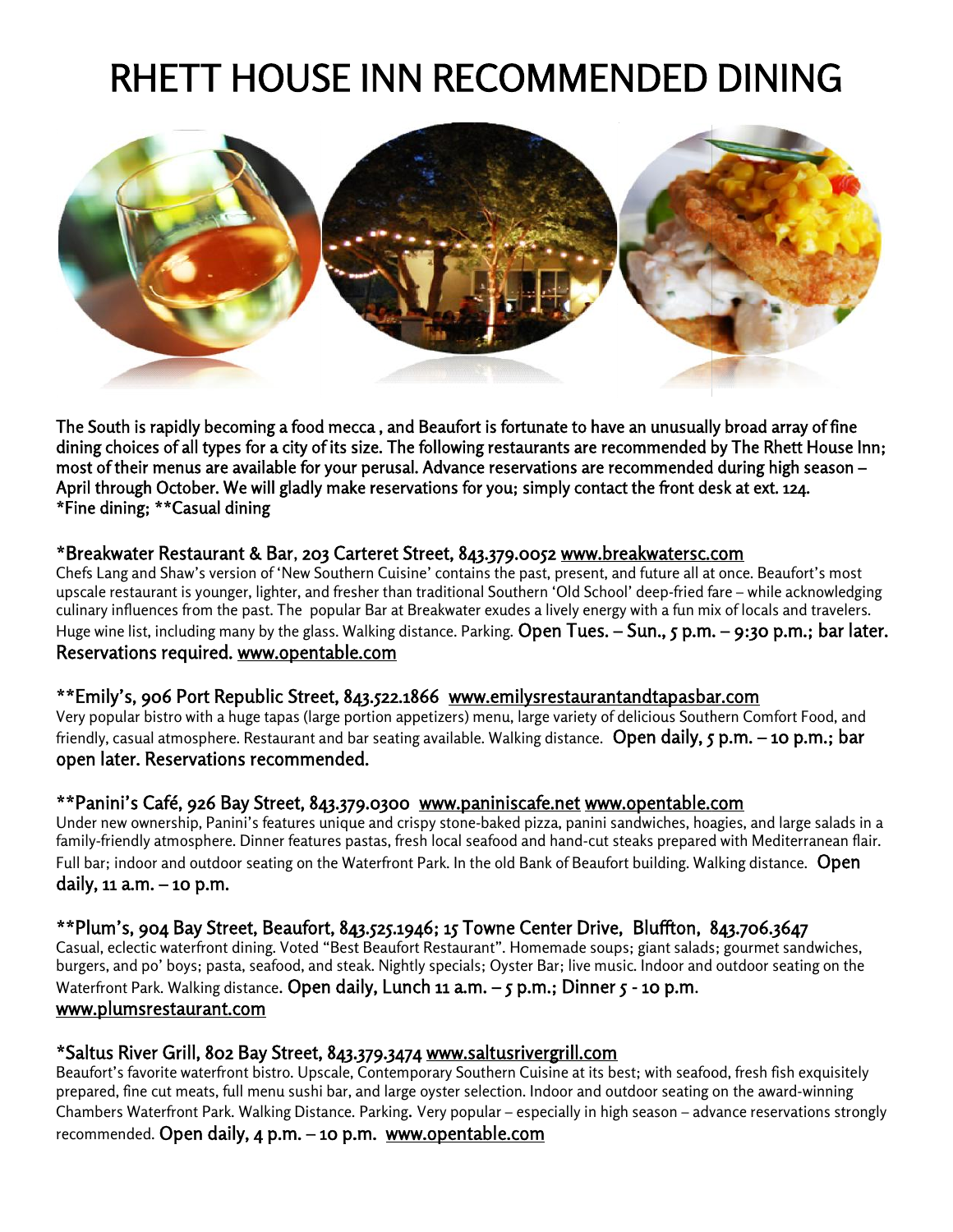# RHETT HOUSE INN RECOMMENDED DINING

The South is rapidly becoming a food mecca , and Beaufort is fortunate to have an unusually broad array of fine dining choices of all types for a city of its size. The following restaurants are recommended by The Rhett House Inn; most of their menus are available for your perusal. Advance reservations are recommended during high season – April through October. We will gladly make reservations for you; simply contact the front desk at ext. 124.
*Fine dining; **Casual dining

### *Breakwater Restaurant & Bar, 203 Carteret Street, 843.379.0052 www.breakwatersc.com

Chefs Lang and Shaw's version of 'New Southern Cuisine' contains the past, present, and future all at once. Beaufort's most upscale restaurant is younger, lighter, and fresher than traditional Southern 'Old School' deep-fried fare – while acknowledging culinary influences from the past. The popular Bar at Breakwater exudes a lively energy with a fun mix of locals and travelers. Huge wine list, including many by the glass. Walking distance. Parking. Open Tues. – Sun., 5 p.m. – 9:30 p.m.; bar later. Reservations required. www.opentable.com

### **Emily's, 906 Port Republic Street, 843.522.1866 www.emilysrestaurantandtapasbar.com

Very popular bistro with a huge tapas (large portion appetizers) menu, large variety of delicious Southern Comfort Food, and friendly, casual atmosphere. Restaurant and bar seating available. Walking distance. Open daily, 5 p.m. – 10 p.m.; bar open later. Reservations recommended.

### **Panini's Café, 926 Bay Street, 843.379.0300 www.paniniscafe.net www.opentable.com

Under new ownership, Panini's features unique and crispy stone-baked pizza, panini sandwiches, hoagies, and large salads in a family-friendly atmosphere. Dinner features pastas, fresh local seafood and hand-cut steaks prepared with Mediterranean flair. Full bar; indoor and outdoor seating on the Waterfront Park. In the old Bank of Beaufort building. Walking distance. Open daily, 11 a.m. – 10 p.m.

### **Plum's, 904 Bay Street, Beaufort, 843.525.1946; 15 Towne Center Drive, Bluffton, 843.706.3647

Casual, eclectic waterfront dining. Voted "Best Beaufort Restaurant". Homemade soups; giant salads; gourmet sandwiches, burgers, and po' boys; pasta, seafood, and steak. Nightly specials; Oyster Bar; live music. Indoor and outdoor seating on the Waterfront Park. Walking distance. Open daily, Lunch 11 a.m. – 5 p.m.; Dinner 5 - 10 p.m. www.plumsrestaurant.com

### *Saltus River Grill, 802 Bay Street, 843.379.3474 www.saltusrivergrill.com

Beaufort's favorite waterfront bistro. Upscale, Contemporary Southern Cuisine at its best; with seafood, fresh fish exquisitely prepared, fine cut meats, full menu sushi bar, and large oyster selection. Indoor and outdoor seating on the award-winning Chambers Waterfront Park. Walking Distance. Parking. Very popular – especially in high season – advance reservations strongly recommended. Open daily, 4 p.m. – 10 p.m. www.opentable.com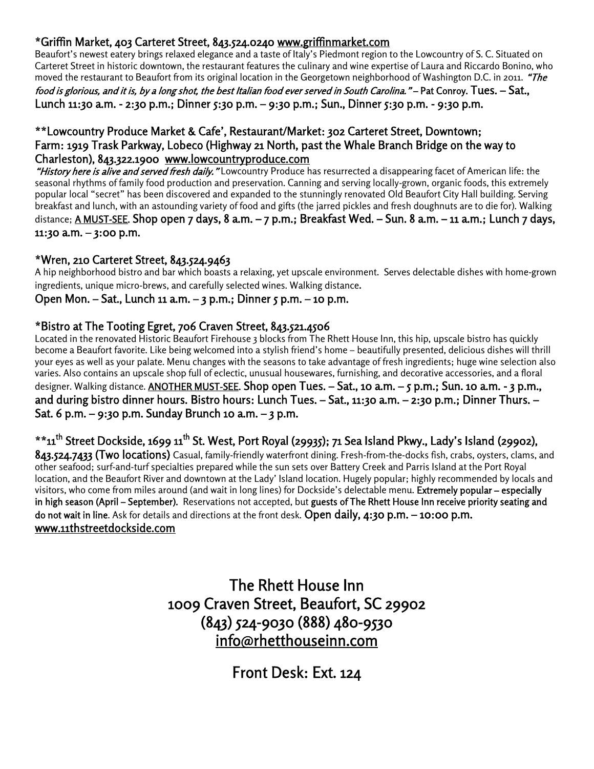*Griffin Market, 403 Carteret Street, 843.524.0240 www.griffinmarket.com

Beaufort's newest eatery brings relaxed elegance and a taste of Italy's Piedmont region to the Lowcountry of S. C. Situated on Carteret Street in historic downtown, the restaurant features the culinary and wine expertise of Laura and Riccardo Bonino, who moved the restaurant to Beaufort from its original location in the Georgetown neighborhood of Washington D.C. in 2011. *"The food is glorious, and it is, by a long shot, the best Italian food ever served in South Carolina."* – Pat Conroy. Tues. – Sat., Lunch 11:30 a.m. - 2:30 p.m.; Dinner 5:30 p.m. – 9:30 p.m.; Sun., Dinner 5:30 p.m. - 9:30 p.m.

**Lowcountry Produce Market & Cafe', Restaurant/Market: 302 Carteret Street, Downtown; Farm: 1919 Trask Parkway, Lobeco (Highway 21 North, past the Whale Branch Bridge on the way to Charleston), 843.322.1900 www.lowcountryproduce.com

*"History here is alive and served fresh daily."* Lowcountry Produce has resurrected a disappearing facet of American life: the seasonal rhythms of family food production and preservation. Canning and serving locally-grown, organic foods, this extremely popular local "secret" has been discovered and expanded to the stunningly renovated Old Beaufort City Hall building. Serving breakfast and lunch, with an astounding variety of food and gifts (the jarred pickles and fresh doughnuts are to die for). Walking distance; A MUST-SEE. Shop open 7 days, 8 a.m. – 7 p.m.; Breakfast Wed. – Sun. 8 a.m. – 11 a.m.; Lunch 7 days, 11:30 a.m. – 3:00 p.m.

*Wren, 210 Carteret Street, 843.524.9463

A hip neighborhood bistro and bar which boasts a relaxing, yet upscale environment. Serves delectable dishes with home-grown ingredients, unique micro-brews, and carefully selected wines. Walking distance.

Open Mon. – Sat., Lunch 11 a.m. – 3 p.m.; Dinner 5 p.m. – 10 p.m.

*Bistro at The Tooting Egret, 706 Craven Street, 843.521.4506

Located in the renovated Historic Beaufort Firehouse 3 blocks from The Rhett House Inn, this hip, upscale bistro has quickly become a Beaufort favorite. Like being welcomed into a stylish friend's home – beautifully presented, delicious dishes will thrill your eyes as well as your palate. Menu changes with the seasons to take advantage of fresh ingredients; huge wine selection also varies. Also contains an upscale shop full of eclectic, unusual housewares, furnishing, and decorative accessories, and a floral designer. Walking distance. ANOTHER MUST-SEE. Shop open Tues. – Sat., 10 a.m. – 5 p.m.; Sun. 10 a.m. - 3 p.m., and during bistro dinner hours. Bistro hours: Lunch Tues. – Sat., 11:30 a.m. – 2:30 p.m.; Dinner Thurs. – Sat. 6 p.m. – 9:30 p.m. Sunday Brunch 10 a.m. – 3 p.m.

**11th Street Dockside, 1699 11th St. West, Port Royal (29935); 71 Sea Island Pkwy., Lady's Island (29902), 843.524.7433 (Two locations) Casual, family-friendly waterfront dining. Fresh-from-the-docks fish, crabs, oysters, clams, and other seafood; surf-and-turf specialties prepared while the sun sets over Battery Creek and Parris Island at the Port Royal location, and the Beaufort River and downtown at the Lady' Island location. Hugely popular; highly recommended by locals and visitors, who come from miles around (and wait in long lines) for Dockside's delectable menu. Extremely popular – especially in high season (April – September). Reservations not accepted, but guests of The Rhett House Inn receive priority seating and do not wait in line. Ask for details and directions at the front desk. Open daily, 4:30 p.m. – 10:00 p.m. www.11thstreetdockside.com

The Rhett House Inn
1009 Craven Street, Beaufort, SC 29902
(843) 524-9030 (888) 480-9530
info@rhetthouseinn.com

Front Desk: Ext. 124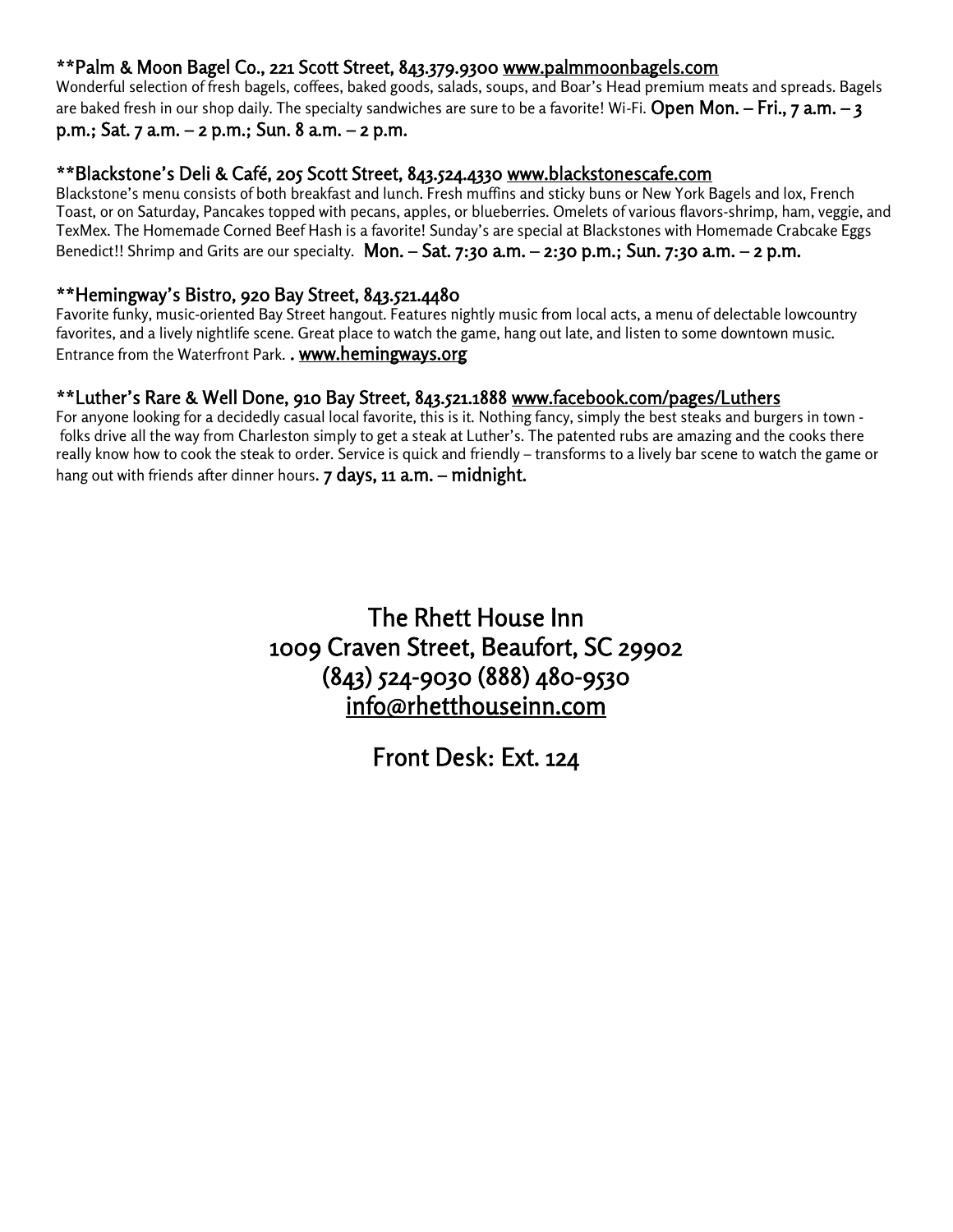**Palm & Moon Bagel Co., 221 Scott Street, 843.379.9300 www.palmmoonbagels.com

Wonderful selection of fresh bagels, coffees, baked goods, salads, soups, and Boar's Head premium meats and spreads. Bagels are baked fresh in our shop daily. The specialty sandwiches are sure to be a favorite! Wi-Fi. Open Mon. – Fri., 7 a.m. – 3 p.m.; Sat. 7 a.m. – 2 p.m.; Sun. 8 a.m. – 2 p.m.

**Blackstone's Deli & Café, 205 Scott Street, 843.524.4330 www.blackstonescafe.com

Blackstone's menu consists of both breakfast and lunch. Fresh muffins and sticky buns or New York Bagels and lox, French Toast, or on Saturday, Pancakes topped with pecans, apples, or blueberries. Omelets of various flavors-shrimp, ham, veggie, and TexMex. The Homemade Corned Beef Hash is a favorite! Sunday's are special at Blackstones with Homemade Crabcake Eggs Benedict!! Shrimp and Grits are our specialty. Mon. – Sat. 7:30 a.m. – 2:30 p.m.; Sun. 7:30 a.m. – 2 p.m.

**Hemingway's Bistro, 920 Bay Street, 843.521.4480

Favorite funky, music-oriented Bay Street hangout. Features nightly music from local acts, a menu of delectable lowcountry favorites, and a lively nightlife scene. Great place to watch the game, hang out late, and listen to some downtown music. Entrance from the Waterfront Park. . www.hemingways.org

**Luther's Rare & Well Done, 910 Bay Street, 843.521.1888 www.facebook.com/pages/Luthers

For anyone looking for a decidedly casual local favorite, this is it. Nothing fancy, simply the best steaks and burgers in town - folks drive all the way from Charleston simply to get a steak at Luther's. The patented rubs are amazing and the cooks there really know how to cook the steak to order. Service is quick and friendly – transforms to a lively bar scene to watch the game or hang out with friends after dinner hours. 7 days, 11 a.m. – midnight.

The Rhett House Inn
1009 Craven Street, Beaufort, SC 29902
(843) 524-9030 (888) 480-9530
info@rhetthouseinn.com

Front Desk: Ext. 124